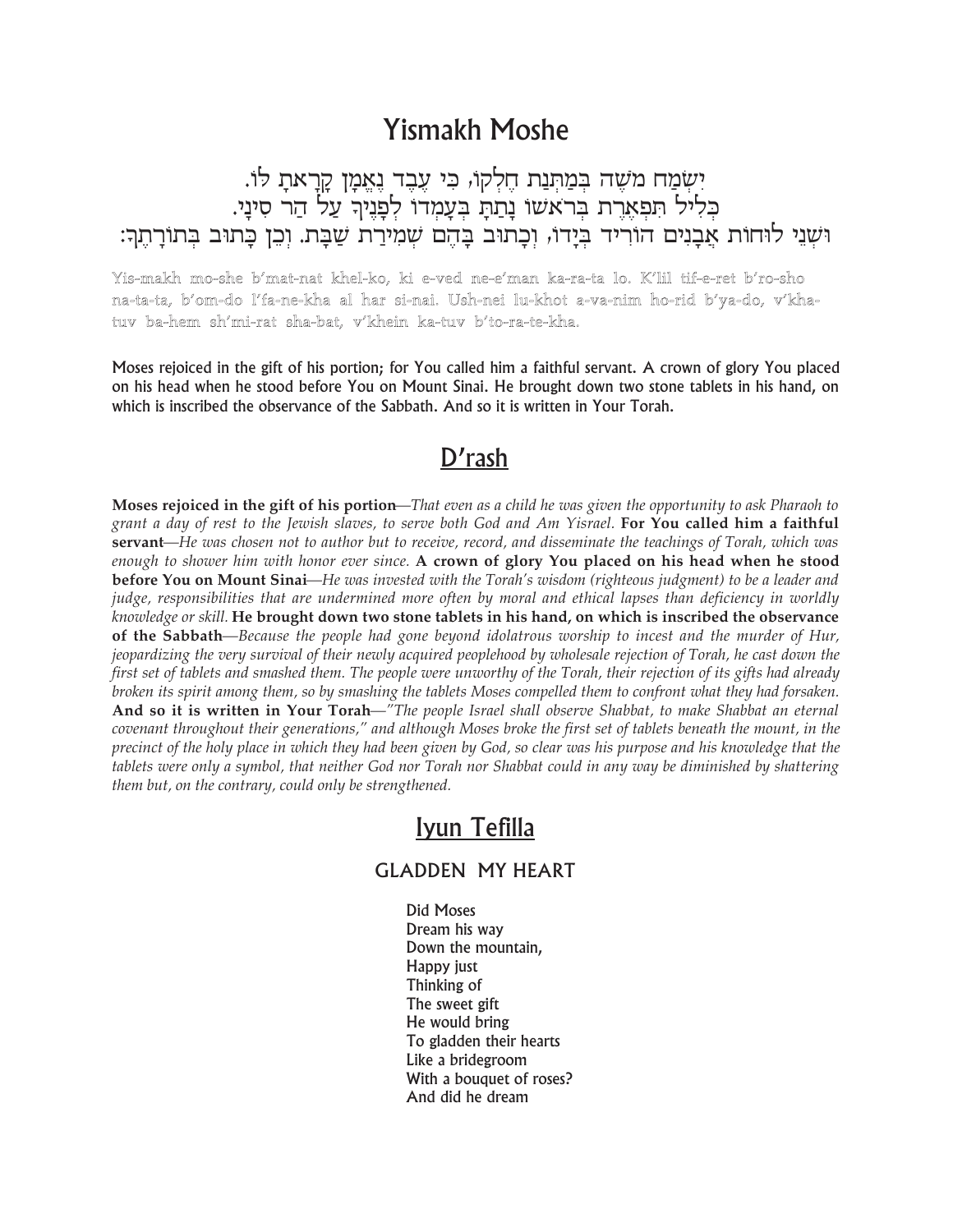# Yismakh Moshe

יִשְׂמַח מֹשֶׁה בְּמַתְּנַת חֶלְקוֹ, כִּי עֶבֶד נֶאֱמָן קָרָאתָ לּוֹ.
כְּלִיל תִּפְאֶרֶת בְּרֹאשׁוֹ נָתַתָּ בְּעָמְדוֹ לְפָנֶיךָ עַל הַר סִינָי.
וּשְׁנֵי לוּחוֹת אֲבָנִים הוֹרִיד בְּיָדוֹ, וְכָתוּב בָּהֶם שְׁמִירַת שַׁבָּת. וְכֵן כָּתוּב בְּתוֹרָתֶךָ:

Yis-makh mo-she b'mat-nat khel-ko, ki e-ved ne-e'man ka-ra-ta lo. K'lil tif-e-ret b'ro-sho na-ta-ta, b'om-do l'fa-ne-kha al har si-nai. Ush-nei lu-khot a-va-nim ho-rid b'ya-do, v'kha-tuv ba-hem sh'mi-rat sha-bat, v'khein ka-tuv b'to-ra-te-kha.

Moses rejoiced in the gift of his portion; for You called him a faithful servant. A crown of glory You placed on his head when he stood before You on Mount Sinai. He brought down two stone tablets in his hand, on which is inscribed the observance of the Sabbath. And so it is written in Your Torah.

## D'rash

**Moses rejoiced in the gift of his portion**—*That even as a child he was given the opportunity to ask Pharaoh to grant a day of rest to the Jewish slaves, to serve both God and Am Yisrael.* **For You called him a faithful servant**—*He was chosen not to author but to receive, record, and disseminate the teachings of Torah, which was enough to shower him with honor ever since.* **A crown of glory You placed on his head when he stood before You on Mount Sinai**—*He was invested with the Torah's wisdom (righteous judgment) to be a leader and judge, responsibilities that are undermined more often by moral and ethical lapses than deficiency in worldly knowledge or skill.* **He brought down two stone tablets in his hand, on which is inscribed the observance of the Sabbath**—*Because the people had gone beyond idolatrous worship to incest and the murder of Hur, jeopardizing the very survival of their newly acquired peoplehood by wholesale rejection of Torah, he cast down the first set of tablets and smashed them. The people were unworthy of the Torah, their rejection of its gifts had already broken its spirit among them, so by smashing the tablets Moses compelled them to confront what they had forsaken.* **And so it is written in Your Torah**—*"The people Israel shall observe Shabbat, to make Shabbat an eternal covenant throughout their generations," and although Moses broke the first set of tablets beneath the mount, in the precinct of the holy place in which they had been given by God, so clear was his purpose and his knowledge that the tablets were only a symbol, that neither God nor Torah nor Shabbat could in any way be diminished by shattering them but, on the contrary, could only be strengthened.*

## Iyun Tefilla

### GLADDEN MY HEART

Did Moses
Dream his way
Down the mountain,
Happy just
Thinking of
The sweet gift
He would bring
To gladden their hearts
Like a bridegroom
With a bouquet of roses?
And did he dream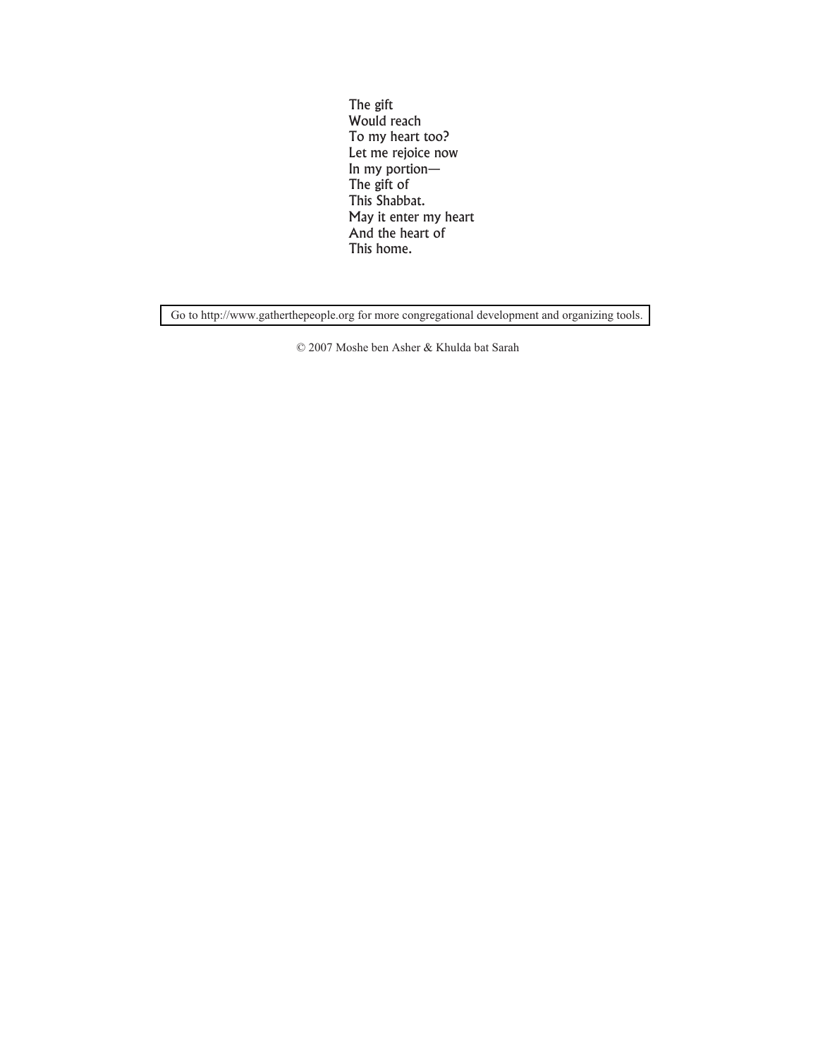The gift  
Would reach  
To my heart too?  
Let me rejoice now  
In my portion—  
The gift of  
This Shabbat.  
May it enter my heart  
And the heart of  
This home.

Go to http://www.gatherthepeople.org for more congregational development and organizing tools.

© 2007 Moshe ben Asher & Khulda bat Sarah